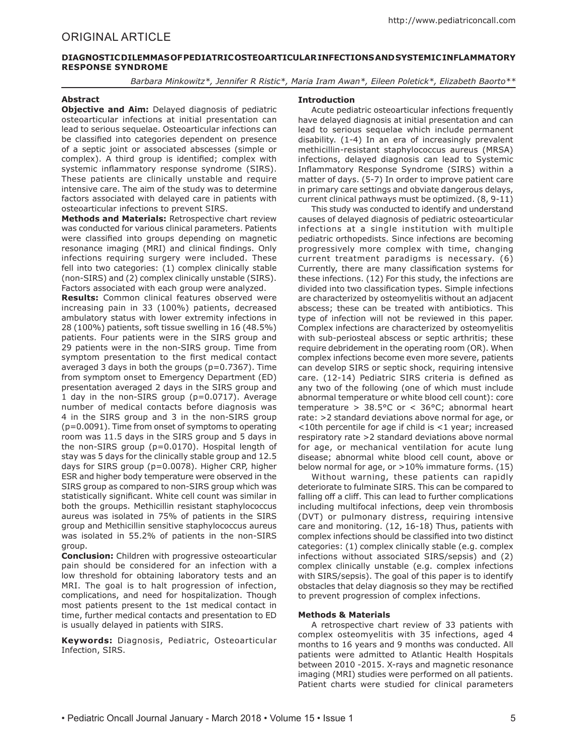ORIGINAL ARTICLE

# DIAGNOSTIC DILEMMAS OF PEDIATRIC OSTEOARTICULAR INFECTIONS AND SYSTEMIC INFLAMMATORY RESPONSE SYNDROME

*Barbara Minkowitz\*, Jennifer R Ristic\*, Maria Iram Awan\*, Eileen Poletick\*, Elizabeth Baorto\*\**

## Abstract

**Objective and Aim:** Delayed diagnosis of pediatric osteoarticular infections at initial presentation can lead to serious sequelae. Osteoarticular infections can be classified into categories dependent on presence of a septic joint or associated abscesses (simple or complex). A third group is identified; complex with systemic inflammatory response syndrome (SIRS). These patients are clinically unstable and require intensive care. The aim of the study was to determine factors associated with delayed care in patients with osteoarticular infections to prevent SIRS.

**Methods and Materials:** Retrospective chart review was conducted for various clinical parameters. Patients were classified into groups depending on magnetic resonance imaging (MRI) and clinical findings. Only infections requiring surgery were included. These fell into two categories: (1) complex clinically stable (non-SIRS) and (2) complex clinically unstable (SIRS). Factors associated with each group were analyzed.

**Results:** Common clinical features observed were increasing pain in 33 (100%) patients, decreased ambulatory status with lower extremity infections in 28 (100%) patients, soft tissue swelling in 16 (48.5%) patients. Four patients were in the SIRS group and 29 patients were in the non-SIRS group. Time from symptom presentation to the first medical contact averaged 3 days in both the groups ($p=0.7367$). Time from symptom onset to Emergency Department (ED) presentation averaged 2 days in the SIRS group and 1 day in the non-SIRS group ($p=0.0717$). Average number of medical contacts before diagnosis was 4 in the SIRS group and 3 in the non-SIRS group ($p=0.0091$). Time from onset of symptoms to operating room was 11.5 days in the SIRS group and 5 days in the non-SIRS group ($p=0.0170$). Hospital length of stay was 5 days for the clinically stable group and 12.5 days for SIRS group ($p=0.0078$). Higher CRP, higher ESR and higher body temperature were observed in the SIRS group as compared to non-SIRS group which was statistically significant. White cell count was similar in both the groups. Methicillin resistant staphylococcus aureus was isolated in 75% of patients in the SIRS group and Methicillin sensitive staphylococcus aureus was isolated in 55.2% of patients in the non-SIRS group.

**Conclusion:** Children with progressive osteoarticular pain should be considered for an infection with a low threshold for obtaining laboratory tests and an MRI. The goal is to halt progression of infection, complications, and need for hospitalization. Though most patients present to the 1st medical contact in time, further medical contacts and presentation to ED is usually delayed in patients with SIRS.

**Keywords:** Diagnosis, Pediatric, Osteoarticular Infection, SIRS.

## Introduction

Acute pediatric osteoarticular infections frequently have delayed diagnosis at initial presentation and can lead to serious sequelae which include permanent disability. (1-4) In an era of increasingly prevalent methicillin-resistant staphylococcus aureus (MRSA) infections, delayed diagnosis can lead to Systemic Inflammatory Response Syndrome (SIRS) within a matter of days. (5-7) In order to improve patient care in primary care settings and obviate dangerous delays, current clinical pathways must be optimized. (8, 9-11)

This study was conducted to identify and understand causes of delayed diagnosis of pediatric osteoarticular infections at a single institution with multiple pediatric orthopedists. Since infections are becoming progressively more complex with time, changing current treatment paradigms is necessary. (6) Currently, there are many classification systems for these infections. (12) For this study, the infections are divided into two classification types. Simple infections are characterized by osteomyelitis without an adjacent abscess; these can be treated with antibiotics. This type of infection will not be reviewed in this paper. Complex infections are characterized by osteomyelitis with sub-periosteal abscess or septic arthritis; these require debridement in the operating room (OR). When complex infections become even more severe, patients can develop SIRS or septic shock, requiring intensive care. (12-14) Pediatric SIRS criteria is defined as any two of the following (one of which must include abnormal temperature or white blood cell count): core temperature > 38.5°C or < 36°C; abnormal heart rate: >2 standard deviations above normal for age, or <10th percentile for age if child is <1 year; increased respiratory rate >2 standard deviations above normal for age, or mechanical ventilation for acute lung disease; abnormal white blood cell count, above or below normal for age, or >10% immature forms. (15)

Without warning, these patients can rapidly deteriorate to fulminate SIRS. This can be compared to falling off a cliff. This can lead to further complications including multifocal infections, deep vein thrombosis (DVT) or pulmonary distress, requiring intensive care and monitoring. (12, 16-18) Thus, patients with complex infections should be classified into two distinct categories: (1) complex clinically stable (e.g. complex infections without associated SIRS/sepsis) and (2) complex clinically unstable (e.g. complex infections with SIRS/sepsis). The goal of this paper is to identify obstacles that delay diagnosis so they may be rectified to prevent progression of complex infections.

## Methods & Materials

A retrospective chart review of 33 patients with complex osteomyelitis with 35 infections, aged 4 months to 16 years and 9 months was conducted. All patients were admitted to Atlantic Health Hospitals between 2010 -2015. X-rays and magnetic resonance imaging (MRI) studies were performed on all patients. Patient charts were studied for clinical parameters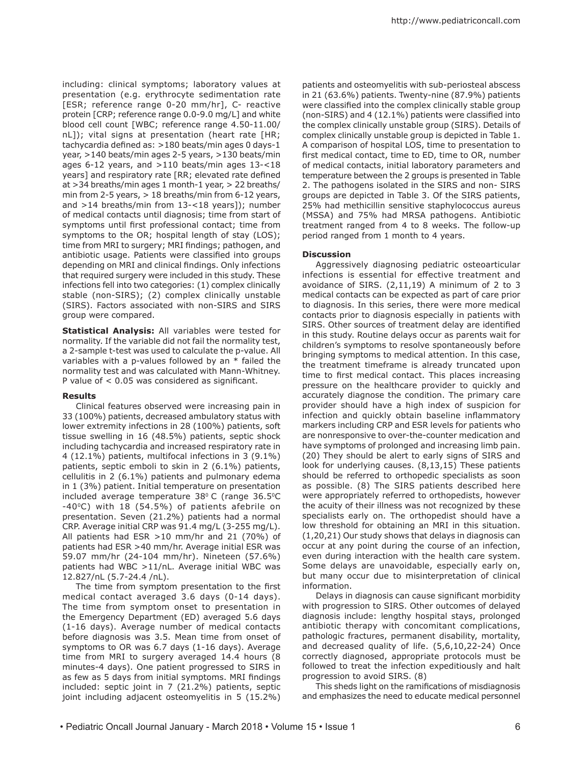including: clinical symptoms; laboratory values at presentation (e.g. erythrocyte sedimentation rate [ESR; reference range 0-20 mm/hr], C- reactive protein [CRP; reference range 0.0-9.0 mg/L] and white blood cell count [WBC; reference range 4.50-11.00/nL]); vital signs at presentation (heart rate [HR; tachycardia defined as: >180 beats/min ages 0 days-1 year, >140 beats/min ages 2-5 years, >130 beats/min ages 6-12 years, and >110 beats/min ages 13-<18 years] and respiratory rate [RR; elevated rate defined at >34 breaths/min ages 1 month-1 year, > 22 breaths/min from 2-5 years, > 18 breaths/min from 6-12 years, and >14 breaths/min from 13-<18 years]); number of medical contacts until diagnosis; time from start of symptoms until first professional contact; time from symptoms to the OR; hospital length of stay (LOS); time from MRI to surgery; MRI findings; pathogen, and antibiotic usage. Patients were classified into groups depending on MRI and clinical findings. Only infections that required surgery were included in this study. These infections fell into two categories: (1) complex clinically stable (non-SIRS); (2) complex clinically unstable (SIRS). Factors associated with non-SIRS and SIRS group were compared.

**Statistical Analysis:** All variables were tested for normality. If the variable did not fail the normality test, a 2-sample t-test was used to calculate the p-value. All variables with a p-values followed by an * failed the normality test and was calculated with Mann-Whitney. P value of < 0.05 was considered as significant.

**Results**

Clinical features observed were increasing pain in 33 (100%) patients, decreased ambulatory status with lower extremity infections in 28 (100%) patients, soft tissue swelling in 16 (48.5%) patients, septic shock including tachycardia and increased respiratory rate in 4 (12.1%) patients, multifocal infections in 3 (9.1%) patients, septic emboli to skin in 2 (6.1%) patients, cellulitis in 2 (6.1%) patients and pulmonary edema in 1 (3%) patient. Initial temperature on presentation included average temperature 38$^0$ C (range 36.5$^0$C -40$^0$C) with 18 (54.5%) of patients afebrile on presentation. Seven (21.2%) patients had a normal CRP. Average initial CRP was 91.4 mg/L (3-255 mg/L). All patients had ESR >10 mm/hr and 21 (70%) of patients had ESR >40 mm/hr. Average initial ESR was 59.07 mm/hr (24-104 mm/hr). Nineteen (57.6%) patients had WBC >11/nL. Average initial WBC was 12.827/nL (5.7-24.4 /nL).

The time from symptom presentation to the first medical contact averaged 3.6 days (0-14 days). The time from symptom onset to presentation in the Emergency Department (ED) averaged 5.6 days (1-16 days). Average number of medical contacts before diagnosis was 3.5. Mean time from onset of symptoms to OR was 6.7 days (1-16 days). Average time from MRI to surgery averaged 14.4 hours (8 minutes-4 days). One patient progressed to SIRS in as few as 5 days from initial symptoms. MRI findings included: septic joint in 7 (21.2%) patients, septic joint including adjacent osteomyelitis in 5 (15.2%) patients and osteomyelitis with sub-periosteal abscess in 21 (63.6%) patients. Twenty-nine (87.9%) patients were classified into the complex clinically stable group (non-SIRS) and 4 (12.1%) patients were classified into the complex clinically unstable group (SIRS). Details of complex clinically unstable group is depicted in Table 1. A comparison of hospital LOS, time to presentation to first medical contact, time to ED, time to OR, number of medical contacts, initial laboratory parameters and temperature between the 2 groups is presented in Table 2. The pathogens isolated in the SIRS and non- SIRS groups are depicted in Table 3. Of the SIRS patients, 25% had methicillin sensitive staphylococcus aureus (MSSA) and 75% had MRSA pathogens. Antibiotic treatment ranged from 4 to 8 weeks. The follow-up period ranged from 1 month to 4 years.

**Discussion**

Aggressively diagnosing pediatric osteoarticular infections is essential for effective treatment and avoidance of SIRS. (2,11,19) A minimum of 2 to 3 medical contacts can be expected as part of care prior to diagnosis. In this series, there were more medical contacts prior to diagnosis especially in patients with SIRS. Other sources of treatment delay are identified in this study. Routine delays occur as parents wait for children's symptoms to resolve spontaneously before bringing symptoms to medical attention. In this case, the treatment timeframe is already truncated upon time to first medical contact. This places increasing pressure on the healthcare provider to quickly and accurately diagnose the condition. The primary care provider should have a high index of suspicion for infection and quickly obtain baseline inflammatory markers including CRP and ESR levels for patients who are nonresponsive to over-the-counter medication and have symptoms of prolonged and increasing limb pain. (20) They should be alert to early signs of SIRS and look for underlying causes. (8,13,15) These patients should be referred to orthopedic specialists as soon as possible. (8) The SIRS patients described here were appropriately referred to orthopedists, however the acuity of their illness was not recognized by these specialists early on. The orthopedist should have a low threshold for obtaining an MRI in this situation. (1,20,21) Our study shows that delays in diagnosis can occur at any point during the course of an infection, even during interaction with the health care system. Some delays are unavoidable, especially early on, but many occur due to misinterpretation of clinical information.

Delays in diagnosis can cause significant morbidity with progression to SIRS. Other outcomes of delayed diagnosis include: lengthy hospital stays, prolonged antibiotic therapy with concomitant complications, pathologic fractures, permanent disability, mortality, and decreased quality of life. (5,6,10,22-24) Once correctly diagnosed, appropriate protocols must be followed to treat the infection expeditiously and halt progression to avoid SIRS. (8)

This sheds light on the ramifications of misdiagnosis and emphasizes the need to educate medical personnel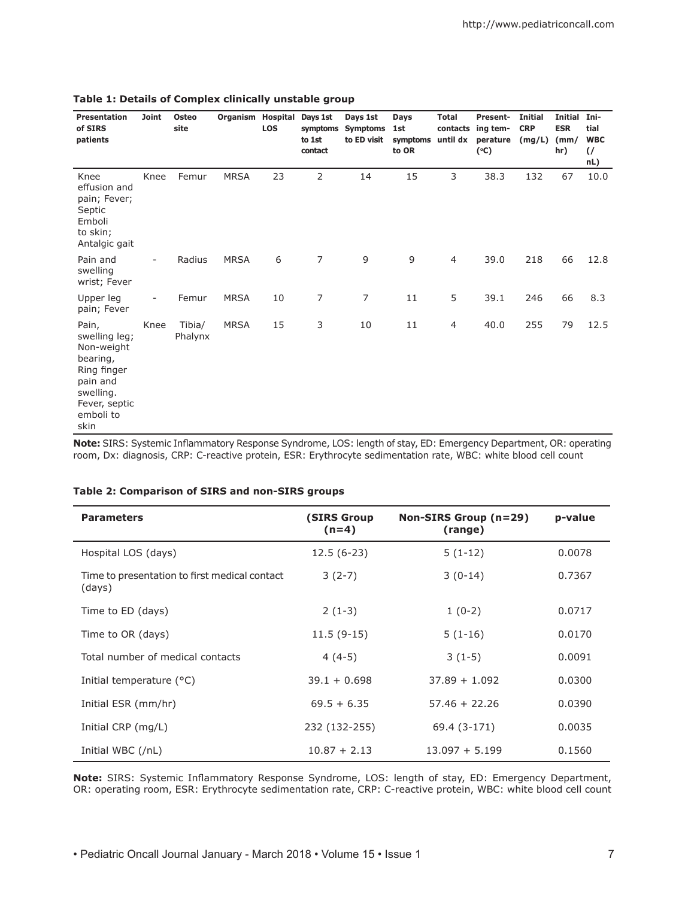**Table 1: Details of Complex clinically unstable group**

| Presentation of SIRS patients | Joint | Osteo site | Organism | Hospital LOS | Days 1st symptoms to 1st contact | Days 1st Symptoms to ED visit | Days 1st symptoms to OR | Total contacts until dx | Presenting temperature (°C) | Initial CRP (mg/L) | Initial ESR (mm/hr) | Initial WBC (/nL) |
|---|---|---|---|---|---|---|---|---|---|---|---|---|
| Knee effusion and pain; Fever; Septic Emboli to skin; Antalgic gait | Knee | Femur | MRSA | 23 | 2 | 14 | 15 | 3 | 38.3 | 132 | 67 | 10.0 |
| Pain and swelling wrist; Fever | - | Radius | MRSA | 6 | 7 | 9 | 9 | 4 | 39.0 | 218 | 66 | 12.8 |
| Upper leg pain; Fever | - | Femur | MRSA | 10 | 7 | 7 | 11 | 5 | 39.1 | 246 | 66 | 8.3 |
| Pain, swelling leg; Non-weight bearing, Ring finger pain and swelling. Fever, septic emboli to skin | Knee | Tibia/ Phalynx | MRSA | 15 | 3 | 10 | 11 | 4 | 40.0 | 255 | 79 | 12.5 |

**Note:** SIRS: Systemic Inflammatory Response Syndrome, LOS: length of stay, ED: Emergency Department, OR: operating room, Dx: diagnosis, CRP: C-reactive protein, ESR: Erythrocyte sedimentation rate, WBC: white blood cell count

**Table 2: Comparison of SIRS and non-SIRS groups**

| Parameters | (SIRS Group (n=4) | Non-SIRS Group (n=29) (range) | p-value |
|---|---|---|---|
| Hospital LOS (days) | 12.5 (6-23) | 5 (1-12) | 0.0078 |
| Time to presentation to first medical contact (days) | 3 (2-7) | 3 (0-14) | 0.7367 |
| Time to ED (days) | 2 (1-3) | 1 (0-2) | 0.0717 |
| Time to OR (days) | 11.5 (9-15) | 5 (1-16) | 0.0170 |
| Total number of medical contacts | 4 (4-5) | 3 (1-5) | 0.0091 |
| Initial temperature (°C) | 39.1 + 0.698 | 37.89 + 1.092 | 0.0300 |
| Initial ESR (mm/hr) | 69.5 + 6.35 | 57.46 + 22.26 | 0.0390 |
| Initial CRP (mg/L) | 232 (132-255) | 69.4 (3-171) | 0.0035 |
| Initial WBC (/nL) | 10.87 + 2.13 | 13.097 + 5.199 | 0.1560 |

**Note:** SIRS: Systemic Inflammatory Response Syndrome, LOS: length of stay, ED: Emergency Department, OR: operating room, ESR: Erythrocyte sedimentation rate, CRP: C-reactive protein, WBC: white blood cell count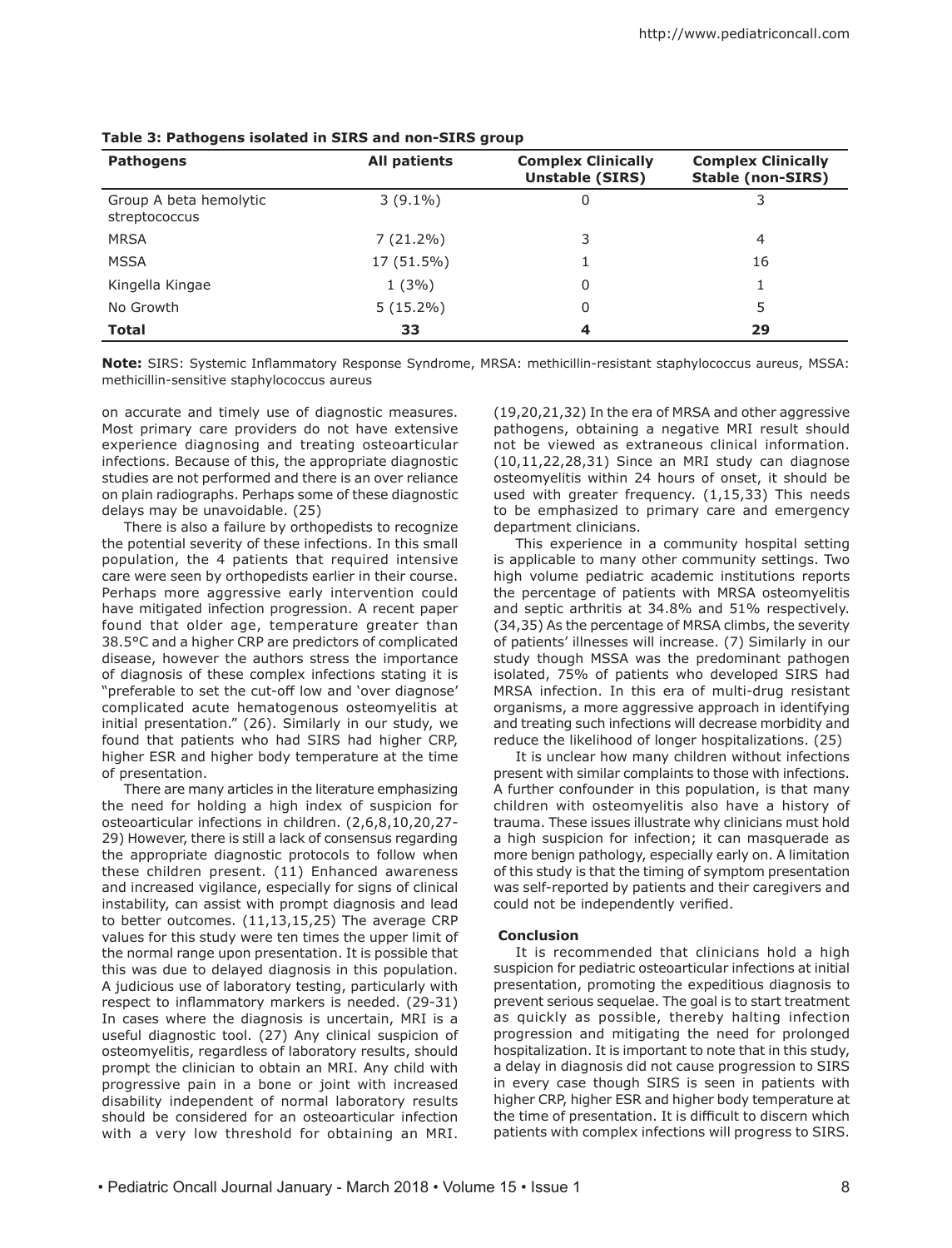**Table 3: Pathogens isolated in SIRS and non-SIRS group**

| Pathogens | All patients | Complex Clinically Unstable (SIRS) | Complex Clinically Stable (non-SIRS) |
|---|---|---|---|
| Group A beta hemolytic streptococcus | 3 (9.1%) | 0 | 3 |
| MRSA | 7 (21.2%) | 3 | 4 |
| MSSA | 17 (51.5%) | 1 | 16 |
| Kingella Kingae | 1 (3%) | 0 | 1 |
| No Growth | 5 (15.2%) | 0 | 5 |
| **Total** | **33** | **4** | **29** |

**Note:** SIRS: Systemic Inflammatory Response Syndrome, MRSA: methicillin-resistant staphylococcus aureus, MSSA: methicillin-sensitive staphylococcus aureus

on accurate and timely use of diagnostic measures. Most primary care providers do not have extensive experience diagnosing and treating osteoarticular infections. Because of this, the appropriate diagnostic studies are not performed and there is an over reliance on plain radiographs. Perhaps some of these diagnostic delays may be unavoidable. (25)

There is also a failure by orthopedists to recognize the potential severity of these infections. In this small population, the 4 patients that required intensive care were seen by orthopedists earlier in their course. Perhaps more aggressive early intervention could have mitigated infection progression. A recent paper found that older age, temperature greater than 38.5°C and a higher CRP are predictors of complicated disease, however the authors stress the importance of diagnosis of these complex infections stating it is "preferable to set the cut-off low and 'over diagnose' complicated acute hematogenous osteomyelitis at initial presentation." (26). Similarly in our study, we found that patients who had SIRS had higher CRP, higher ESR and higher body temperature at the time of presentation.

There are many articles in the literature emphasizing the need for holding a high index of suspicion for osteoarticular infections in children. (2,6,8,10,20,27-29) However, there is still a lack of consensus regarding the appropriate diagnostic protocols to follow when these children present. (11) Enhanced awareness and increased vigilance, especially for signs of clinical instability, can assist with prompt diagnosis and lead to better outcomes. (11,13,15,25) The average CRP values for this study were ten times the upper limit of the normal range upon presentation. It is possible that this was due to delayed diagnosis in this population. A judicious use of laboratory testing, particularly with respect to inflammatory markers is needed. (29-31) In cases where the diagnosis is uncertain, MRI is a useful diagnostic tool. (27) Any clinical suspicion of osteomyelitis, regardless of laboratory results, should prompt the clinician to obtain an MRI. Any child with progressive pain in a bone or joint with increased disability independent of normal laboratory results should be considered for an osteoarticular infection with a very low threshold for obtaining an MRI. (19,20,21,32) In the era of MRSA and other aggressive pathogens, obtaining a negative MRI result should not be viewed as extraneous clinical information. (10,11,22,28,31) Since an MRI study can diagnose osteomyelitis within 24 hours of onset, it should be used with greater frequency. (1,15,33) This needs to be emphasized to primary care and emergency department clinicians.

This experience in a community hospital setting is applicable to many other community settings. Two high volume pediatric academic institutions reports the percentage of patients with MRSA osteomyelitis and septic arthritis at 34.8% and 51% respectively. (34,35) As the percentage of MRSA climbs, the severity of patients' illnesses will increase. (7) Similarly in our study though MSSA was the predominant pathogen isolated, 75% of patients who developed SIRS had MRSA infection. In this era of multi-drug resistant organisms, a more aggressive approach in identifying and treating such infections will decrease morbidity and reduce the likelihood of longer hospitalizations. (25)

It is unclear how many children without infections present with similar complaints to those with infections. A further confounder in this population, is that many children with osteomyelitis also have a history of trauma. These issues illustrate why clinicians must hold a high suspicion for infection; it can masquerade as more benign pathology, especially early on. A limitation of this study is that the timing of symptom presentation was self-reported by patients and their caregivers and could not be independently verified.

## Conclusion

It is recommended that clinicians hold a high suspicion for pediatric osteoarticular infections at initial presentation, promoting the expeditious diagnosis to prevent serious sequelae. The goal is to start treatment as quickly as possible, thereby halting infection progression and mitigating the need for prolonged hospitalization. It is important to note that in this study, a delay in diagnosis did not cause progression to SIRS in every case though SIRS is seen in patients with higher CRP, higher ESR and higher body temperature at the time of presentation. It is difficult to discern which patients with complex infections will progress to SIRS.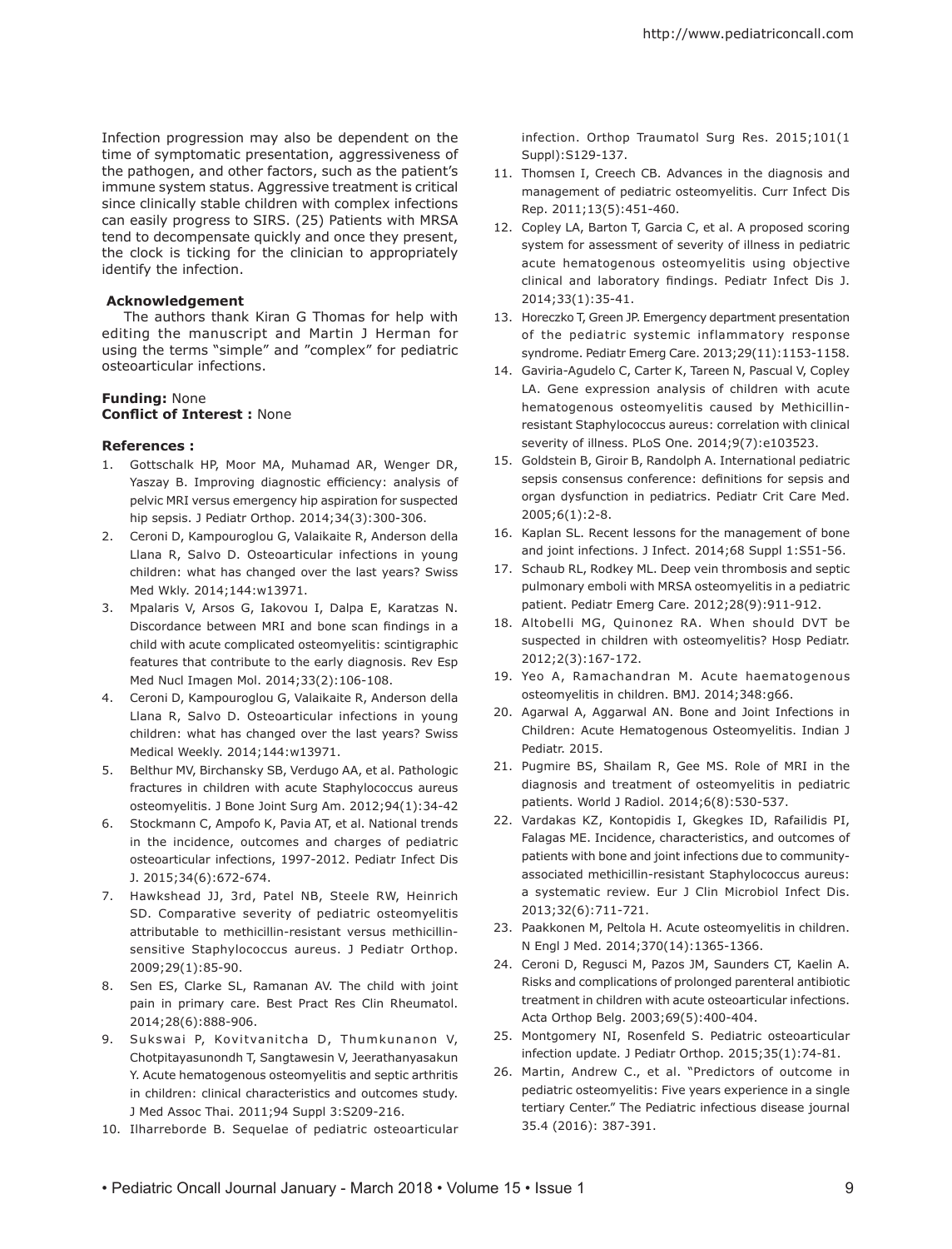Infection progression may also be dependent on the time of symptomatic presentation, aggressiveness of the pathogen, and other factors, such as the patient's immune system status. Aggressive treatment is critical since clinically stable children with complex infections can easily progress to SIRS. (25) Patients with MRSA tend to decompensate quickly and once they present, the clock is ticking for the clinician to appropriately identify the infection.

**Acknowledgement**

The authors thank Kiran G Thomas for help with editing the manuscript and Martin J Herman for using the terms "simple" and "complex" for pediatric osteoarticular infections.

**Funding:** None
**Conflict of Interest :** None

**References :**

1. Gottschalk HP, Moor MA, Muhamad AR, Wenger DR, Yaszay B. Improving diagnostic efficiency: analysis of pelvic MRI versus emergency hip aspiration for suspected hip sepsis. J Pediatr Orthop. 2014;34(3):300-306.
2. Ceroni D, Kampouroglou G, Valaikaite R, Anderson della Llana R, Salvo D. Osteoarticular infections in young children: what has changed over the last years? Swiss Med Wkly. 2014;144:w13971.
3. Mpalaris V, Arsos G, Iakovou I, Dalpa E, Karatzas N. Discordance between MRI and bone scan findings in a child with acute complicated osteomyelitis: scintigraphic features that contribute to the early diagnosis. Rev Esp Med Nucl Imagen Mol. 2014;33(2):106-108.
4. Ceroni D, Kampouroglou G, Valaikaite R, Anderson della Llana R, Salvo D. Osteoarticular infections in young children: what has changed over the last years? Swiss Medical Weekly. 2014;144:w13971.
5. Belthur MV, Birchansky SB, Verdugo AA, et al. Pathologic fractures in children with acute Staphylococcus aureus osteomyelitis. J Bone Joint Surg Am. 2012;94(1):34-42
6. Stockmann C, Ampofo K, Pavia AT, et al. National trends in the incidence, outcomes and charges of pediatric osteoarticular infections, 1997-2012. Pediatr Infect Dis J. 2015;34(6):672-674.
7. Hawkshead JJ, 3rd, Patel NB, Steele RW, Heinrich SD. Comparative severity of pediatric osteomyelitis attributable to methicillin-resistant versus methicillin-sensitive Staphylococcus aureus. J Pediatr Orthop. 2009;29(1):85-90.
8. Sen ES, Clarke SL, Ramanan AV. The child with joint pain in primary care. Best Pract Res Clin Rheumatol. 2014;28(6):888-906.
9. Sukswai P, Kovitvanitcha D, Thumkunanon V, Chotpitayasunondh T, Sangtawesin V, Jeerathanyasakun Y. Acute hematogenous osteomyelitis and septic arthritis in children: clinical characteristics and outcomes study. J Med Assoc Thai. 2011;94 Suppl 3:S209-216.
10. Ilharreborde B. Sequelae of pediatric osteoarticular infection. Orthop Traumatol Surg Res. 2015;101(1 Suppl):S129-137.
11. Thomsen I, Creech CB. Advances in the diagnosis and management of pediatric osteomyelitis. Curr Infect Dis Rep. 2011;13(5):451-460.
12. Copley LA, Barton T, Garcia C, et al. A proposed scoring system for assessment of severity of illness in pediatric acute hematogenous osteomyelitis using objective clinical and laboratory findings. Pediatr Infect Dis J. 2014;33(1):35-41.
13. Horeczko T, Green JP. Emergency department presentation of the pediatric systemic inflammatory response syndrome. Pediatr Emerg Care. 2013;29(11):1153-1158.
14. Gaviria-Agudelo C, Carter K, Tareen N, Pascual V, Copley LA. Gene expression analysis of children with acute hematogenous osteomyelitis caused by Methicillin-resistant Staphylococcus aureus: correlation with clinical severity of illness. PLoS One. 2014;9(7):e103523.
15. Goldstein B, Giroir B, Randolph A. International pediatric sepsis consensus conference: definitions for sepsis and organ dysfunction in pediatrics. Pediatr Crit Care Med. 2005;6(1):2-8.
16. Kaplan SL. Recent lessons for the management of bone and joint infections. J Infect. 2014;68 Suppl 1:S51-56.
17. Schaub RL, Rodkey ML. Deep vein thrombosis and septic pulmonary emboli with MRSA osteomyelitis in a pediatric patient. Pediatr Emerg Care. 2012;28(9):911-912.
18. Altobelli MG, Quinonez RA. When should DVT be suspected in children with osteomyelitis? Hosp Pediatr. 2012;2(3):167-172.
19. Yeo A, Ramachandran M. Acute haematogenous osteomyelitis in children. BMJ. 2014;348:g66.
20. Agarwal A, Aggarwal AN. Bone and Joint Infections in Children: Acute Hematogenous Osteomyelitis. Indian J Pediatr. 2015.
21. Pugmire BS, Shailam R, Gee MS. Role of MRI in the diagnosis and treatment of osteomyelitis in pediatric patients. World J Radiol. 2014;6(8):530-537.
22. Vardakas KZ, Kontopidis I, Gkegkes ID, Rafailidis PI, Falagas ME. Incidence, characteristics, and outcomes of patients with bone and joint infections due to community-associated methicillin-resistant Staphylococcus aureus: a systematic review. Eur J Clin Microbiol Infect Dis. 2013;32(6):711-721.
23. Paakkonen M, Peltola H. Acute osteomyelitis in children. N Engl J Med. 2014;370(14):1365-1366.
24. Ceroni D, Regusci M, Pazos JM, Saunders CT, Kaelin A. Risks and complications of prolonged parenteral antibiotic treatment in children with acute osteoarticular infections. Acta Orthop Belg. 2003;69(5):400-404.
25. Montgomery NI, Rosenfeld S. Pediatric osteoarticular infection update. J Pediatr Orthop. 2015;35(1):74-81.
26. Martin, Andrew C., et al. "Predictors of outcome in pediatric osteomyelitis: Five years experience in a single tertiary Center." The Pediatric infectious disease journal 35.4 (2016): 387-391.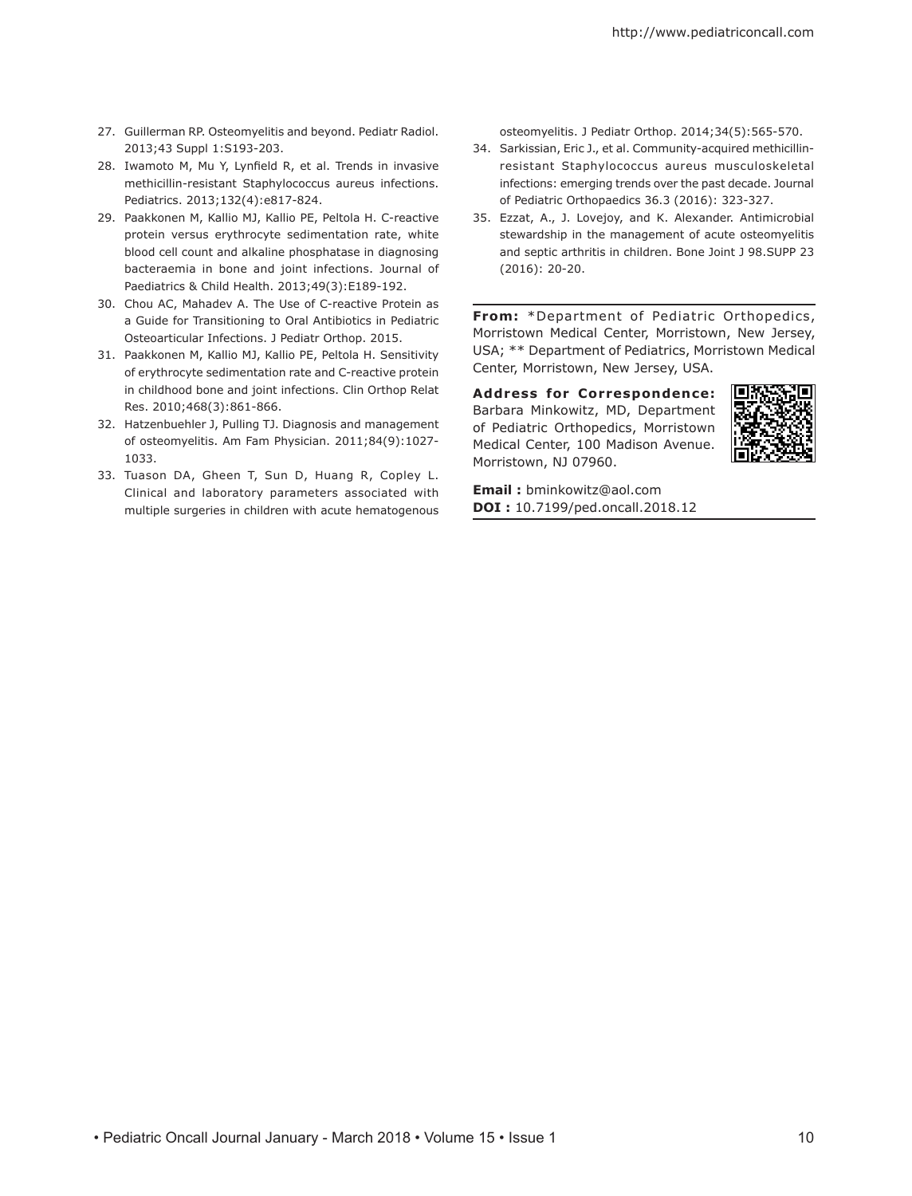27. Guillerman RP. Osteomyelitis and beyond. Pediatr Radiol. 2013;43 Suppl 1:S193-203.
28. Iwamoto M, Mu Y, Lynfield R, et al. Trends in invasive methicillin-resistant Staphylococcus aureus infections. Pediatrics. 2013;132(4):e817-824.
29. Paakkonen M, Kallio MJ, Kallio PE, Peltola H. C-reactive protein versus erythrocyte sedimentation rate, white blood cell count and alkaline phosphatase in diagnosing bacteraemia in bone and joint infections. Journal of Paediatrics & Child Health. 2013;49(3):E189-192.
30. Chou AC, Mahadev A. The Use of C-reactive Protein as a Guide for Transitioning to Oral Antibiotics in Pediatric Osteoarticular Infections. J Pediatr Orthop. 2015.
31. Paakkonen M, Kallio MJ, Kallio PE, Peltola H. Sensitivity of erythrocyte sedimentation rate and C-reactive protein in childhood bone and joint infections. Clin Orthop Relat Res. 2010;468(3):861-866.
32. Hatzenbuehler J, Pulling TJ. Diagnosis and management of osteomyelitis. Am Fam Physician. 2011;84(9):1027-1033.
33. Tuason DA, Gheen T, Sun D, Huang R, Copley L. Clinical and laboratory parameters associated with multiple surgeries in children with acute hematogenous osteomyelitis. J Pediatr Orthop. 2014;34(5):565-570.
34. Sarkissian, Eric J., et al. Community-acquired methicillin-resistant Staphylococcus aureus musculoskeletal infections: emerging trends over the past decade. Journal of Pediatric Orthopaedics 36.3 (2016): 323-327.
35. Ezzat, A., J. Lovejoy, and K. Alexander. Antimicrobial stewardship in the management of acute osteomyelitis and septic arthritis in children. Bone Joint J 98.SUPP 23 (2016): 20-20.

**From:** *Department of Pediatric Orthopedics, Morristown Medical Center, Morristown, New Jersey, USA; ** Department of Pediatrics, Morristown Medical Center, Morristown, New Jersey, USA.

**Address for Correspondence:** Barbara Minkowitz, MD, Department of Pediatric Orthopedics, Morristown Medical Center, 100 Madison Avenue. Morristown, NJ 07960.

**Email :** bminkowitz@aol.com
**DOI :** 10.7199/ped.oncall.2018.12